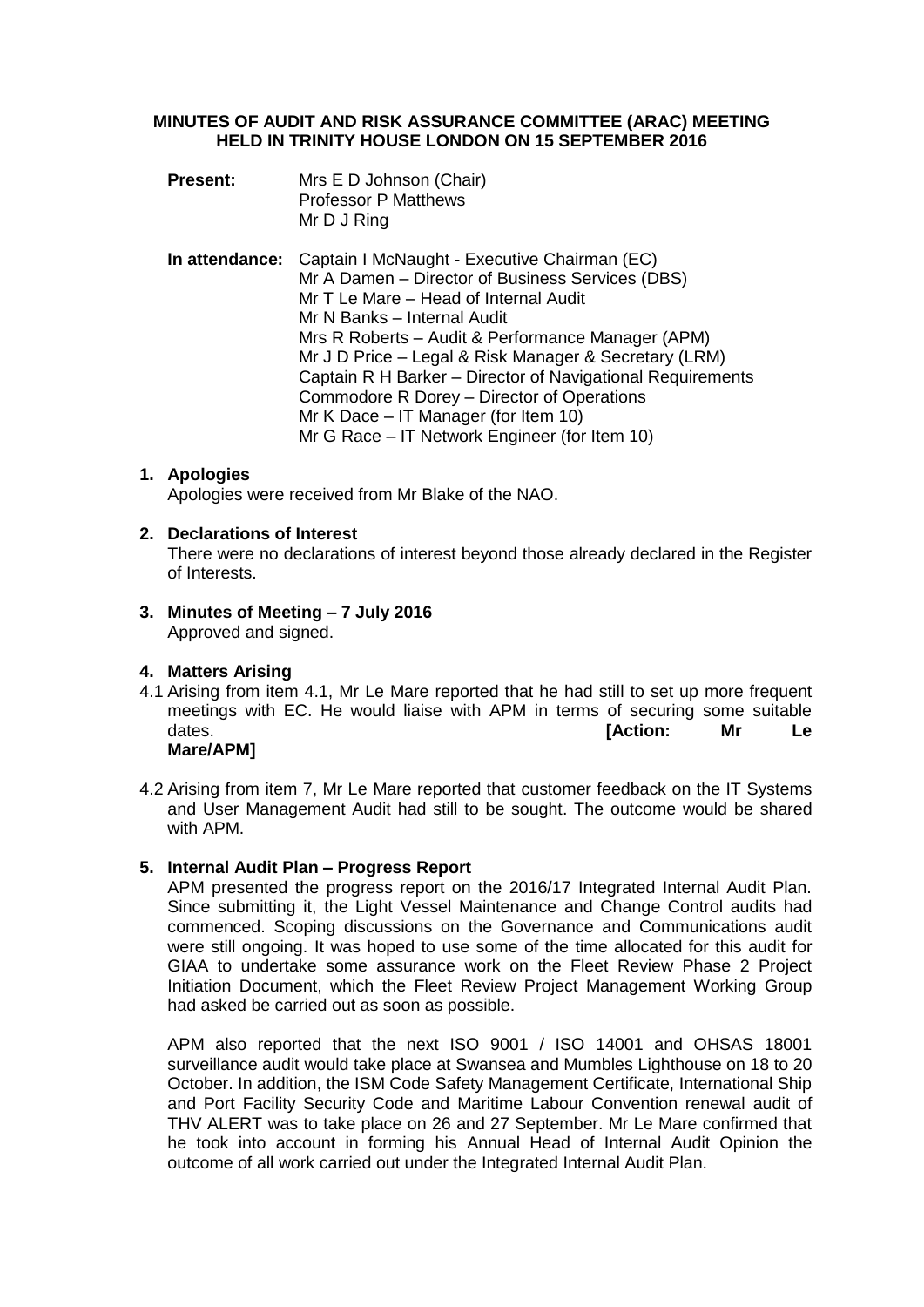**MINUTES OF AUDIT AND RISK ASSURANCE COMMITTEE (ARAC) MEETING HELD IN TRINITY HOUSE LONDON ON 15 SEPTEMBER 2016**

**Present:** Mrs E D Johnson (Chair)
Professor P Matthews
Mr D J Ring

**In attendance:** Captain I McNaught - Executive Chairman (EC)
Mr A Damen – Director of Business Services (DBS)
Mr T Le Mare – Head of Internal Audit
Mr N Banks – Internal Audit
Mrs R Roberts – Audit & Performance Manager (APM)
Mr J D Price – Legal & Risk Manager & Secretary (LRM)
Captain R H Barker – Director of Navigational Requirements
Commodore R Dorey – Director of Operations
Mr K Dace – IT Manager (for Item 10)
Mr G Race – IT Network Engineer (for Item 10)

**1. Apologies**

Apologies were received from Mr Blake of the NAO.

**2. Declarations of Interest**

There were no declarations of interest beyond those already declared in the Register of Interests.

**3. Minutes of Meeting – 7 July 2016**

Approved and signed.

**4. Matters Arising**

4.1 Arising from item 4.1, Mr Le Mare reported that he had still to set up more frequent meetings with EC. He would liaise with APM in terms of securing some suitable dates. **[Action: Mr Le Mare/APM]**

4.2 Arising from item 7, Mr Le Mare reported that customer feedback on the IT Systems and User Management Audit had still to be sought. The outcome would be shared with APM.

**5. Internal Audit Plan – Progress Report**

APM presented the progress report on the 2016/17 Integrated Internal Audit Plan. Since submitting it, the Light Vessel Maintenance and Change Control audits had commenced. Scoping discussions on the Governance and Communications audit were still ongoing. It was hoped to use some of the time allocated for this audit for GIAA to undertake some assurance work on the Fleet Review Phase 2 Project Initiation Document, which the Fleet Review Project Management Working Group had asked be carried out as soon as possible.

APM also reported that the next ISO 9001 / ISO 14001 and OHSAS 18001 surveillance audit would take place at Swansea and Mumbles Lighthouse on 18 to 20 October. In addition, the ISM Code Safety Management Certificate, International Ship and Port Facility Security Code and Maritime Labour Convention renewal audit of THV ALERT was to take place on 26 and 27 September. Mr Le Mare confirmed that he took into account in forming his Annual Head of Internal Audit Opinion the outcome of all work carried out under the Integrated Internal Audit Plan.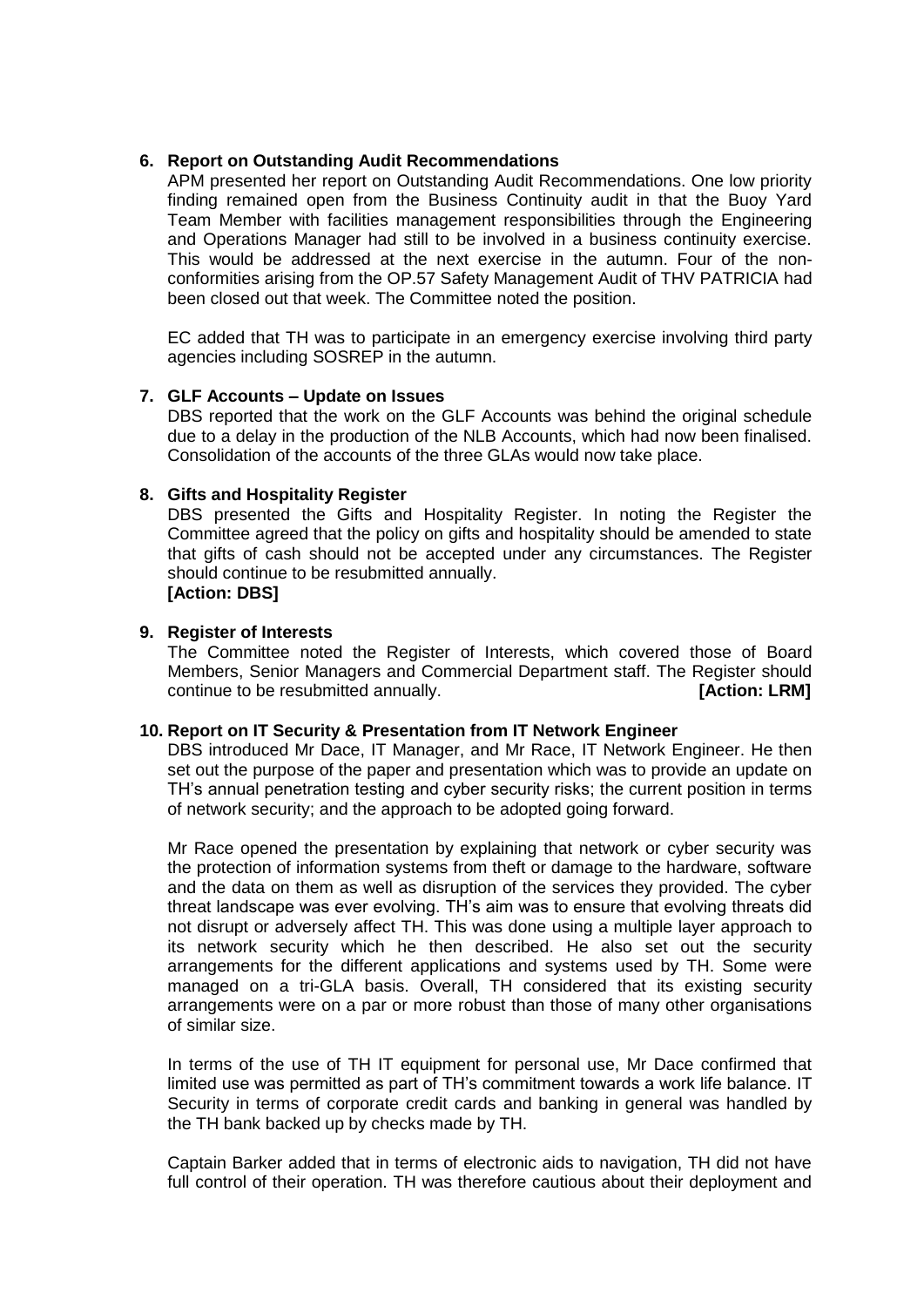## 6. Report on Outstanding Audit Recommendations

APM presented her report on Outstanding Audit Recommendations. One low priority finding remained open from the Business Continuity audit in that the Buoy Yard Team Member with facilities management responsibilities through the Engineering and Operations Manager had still to be involved in a business continuity exercise. This would be addressed at the next exercise in the autumn. Four of the non-conformities arising from the OP.57 Safety Management Audit of THV PATRICIA had been closed out that week. The Committee noted the position.

EC added that TH was to participate in an emergency exercise involving third party agencies including SOSREP in the autumn.

## 7. GLF Accounts – Update on Issues

DBS reported that the work on the GLF Accounts was behind the original schedule due to a delay in the production of the NLB Accounts, which had now been finalised. Consolidation of the accounts of the three GLAs would now take place.

## 8. Gifts and Hospitality Register

DBS presented the Gifts and Hospitality Register. In noting the Register the Committee agreed that the policy on gifts and hospitality should be amended to state that gifts of cash should not be accepted under any circumstances. The Register should continue to be resubmitted annually.

**[Action: DBS]**

## 9. Register of Interests

The Committee noted the Register of Interests, which covered those of Board Members, Senior Managers and Commercial Department staff. The Register should continue to be resubmitted annually. **[Action: LRM]**

## 10. Report on IT Security & Presentation from IT Network Engineer

DBS introduced Mr Dace, IT Manager, and Mr Race, IT Network Engineer. He then set out the purpose of the paper and presentation which was to provide an update on TH's annual penetration testing and cyber security risks; the current position in terms of network security; and the approach to be adopted going forward.

Mr Race opened the presentation by explaining that network or cyber security was the protection of information systems from theft or damage to the hardware, software and the data on them as well as disruption of the services they provided. The cyber threat landscape was ever evolving. TH's aim was to ensure that evolving threats did not disrupt or adversely affect TH. This was done using a multiple layer approach to its network security which he then described. He also set out the security arrangements for the different applications and systems used by TH. Some were managed on a tri-GLA basis. Overall, TH considered that its existing security arrangements were on a par or more robust than those of many other organisations of similar size.

In terms of the use of TH IT equipment for personal use, Mr Dace confirmed that limited use was permitted as part of TH's commitment towards a work life balance. IT Security in terms of corporate credit cards and banking in general was handled by the TH bank backed up by checks made by TH.

Captain Barker added that in terms of electronic aids to navigation, TH did not have full control of their operation. TH was therefore cautious about their deployment and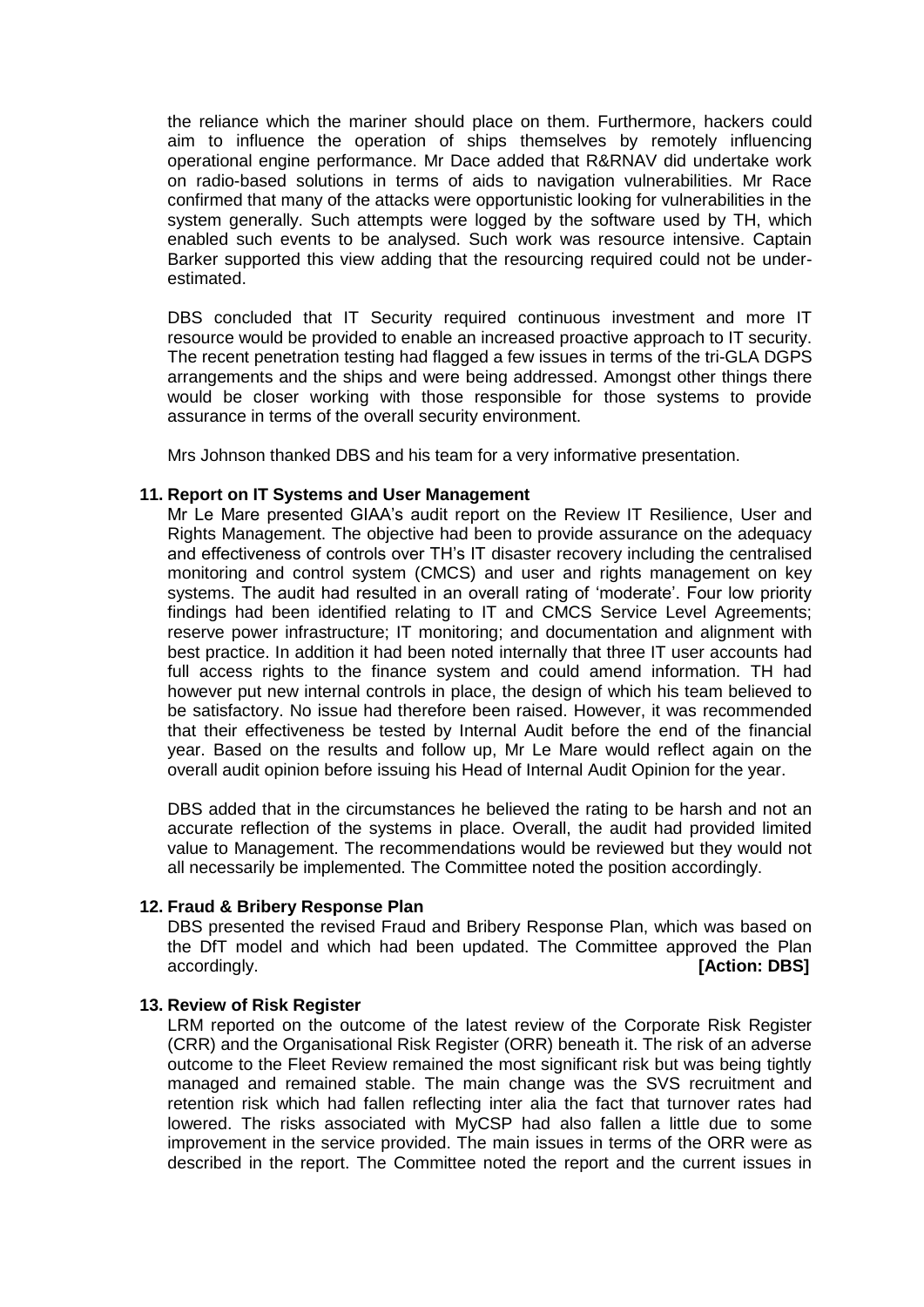the reliance which the mariner should place on them. Furthermore, hackers could aim to influence the operation of ships themselves by remotely influencing operational engine performance. Mr Dace added that R&RNAV did undertake work on radio-based solutions in terms of aids to navigation vulnerabilities. Mr Race confirmed that many of the attacks were opportunistic looking for vulnerabilities in the system generally. Such attempts were logged by the software used by TH, which enabled such events to be analysed. Such work was resource intensive. Captain Barker supported this view adding that the resourcing required could not be under-estimated.

DBS concluded that IT Security required continuous investment and more IT resource would be provided to enable an increased proactive approach to IT security. The recent penetration testing had flagged a few issues in terms of the tri-GLA DGPS arrangements and the ships and were being addressed. Amongst other things there would be closer working with those responsible for those systems to provide assurance in terms of the overall security environment.

Mrs Johnson thanked DBS and his team for a very informative presentation.

**11. Report on IT Systems and User Management**

Mr Le Mare presented GIAA's audit report on the Review IT Resilience, User and Rights Management. The objective had been to provide assurance on the adequacy and effectiveness of controls over TH's IT disaster recovery including the centralised monitoring and control system (CMCS) and user and rights management on key systems. The audit had resulted in an overall rating of 'moderate'. Four low priority findings had been identified relating to IT and CMCS Service Level Agreements; reserve power infrastructure; IT monitoring; and documentation and alignment with best practice. In addition it had been noted internally that three IT user accounts had full access rights to the finance system and could amend information. TH had however put new internal controls in place, the design of which his team believed to be satisfactory. No issue had therefore been raised. However, it was recommended that their effectiveness be tested by Internal Audit before the end of the financial year. Based on the results and follow up, Mr Le Mare would reflect again on the overall audit opinion before issuing his Head of Internal Audit Opinion for the year.

DBS added that in the circumstances he believed the rating to be harsh and not an accurate reflection of the systems in place. Overall, the audit had provided limited value to Management. The recommendations would be reviewed but they would not all necessarily be implemented. The Committee noted the position accordingly.

**12. Fraud & Bribery Response Plan**

DBS presented the revised Fraud and Bribery Response Plan, which was based on the DfT model and which had been updated. The Committee approved the Plan accordingly. **[Action: DBS]**

**13. Review of Risk Register**

LRM reported on the outcome of the latest review of the Corporate Risk Register (CRR) and the Organisational Risk Register (ORR) beneath it. The risk of an adverse outcome to the Fleet Review remained the most significant risk but was being tightly managed and remained stable. The main change was the SVS recruitment and retention risk which had fallen reflecting inter alia the fact that turnover rates had lowered. The risks associated with MyCSP had also fallen a little due to some improvement in the service provided. The main issues in terms of the ORR were as described in the report. The Committee noted the report and the current issues in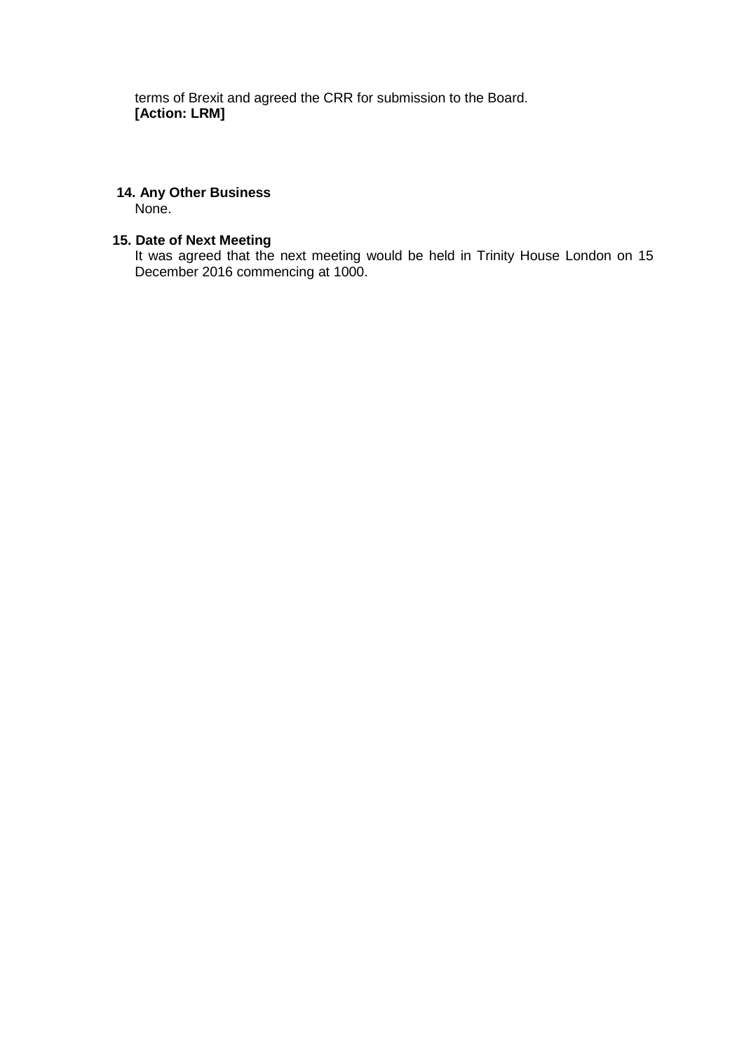terms of Brexit and agreed the CRR for submission to the Board.
**[Action: LRM]**

**14. Any Other Business**

None.

**15. Date of Next Meeting**

It was agreed that the next meeting would be held in Trinity House London on 15 December 2016 commencing at 1000.